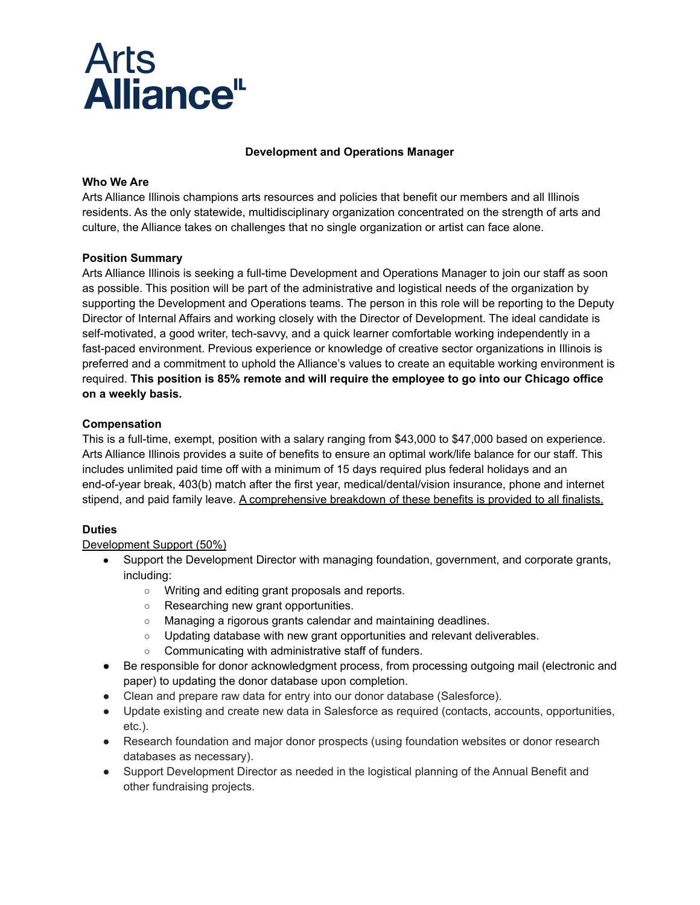Arts Alliance[IL]

# Development and Operations Manager

**Who We Are**

Arts Alliance Illinois champions arts resources and policies that benefit our members and all Illinois residents. As the only statewide, multidisciplinary organization concentrated on the strength of arts and culture, the Alliance takes on challenges that no single organization or artist can face alone.

**Position Summary**

Arts Alliance Illinois is seeking a full-time Development and Operations Manager to join our staff as soon as possible. This position will be part of the administrative and logistical needs of the organization by supporting the Development and Operations teams. The person in this role will be reporting to the Deputy Director of Internal Affairs and working closely with the Director of Development. The ideal candidate is self-motivated, a good writer, tech-savvy, and a quick learner comfortable working independently in a fast-paced environment. Previous experience or knowledge of creative sector organizations in Illinois is preferred and a commitment to uphold the Alliance's values to create an equitable working environment is required. **This position is 85% remote and will require the employee to go into our Chicago office on a weekly basis.**

**Compensation**

This is a full-time, exempt, position with a salary ranging from $43,000 to $47,000 based on experience. Arts Alliance Illinois provides a suite of benefits to ensure an optimal work/life balance for our staff. This includes unlimited paid time off with a minimum of 15 days required plus federal holidays and an end-of-year break, 403(b) match after the first year, medical/dental/vision insurance, phone and internet stipend, and paid family leave. A comprehensive breakdown of these benefits is provided to all finalists.

**Duties**

Development Support (50%)

- Support the Development Director with managing foundation, government, and corporate grants, including:
  - Writing and editing grant proposals and reports.
  - Researching new grant opportunities.
  - Managing a rigorous grants calendar and maintaining deadlines.
  - Updating database with new grant opportunities and relevant deliverables.
  - Communicating with administrative staff of funders.
- Be responsible for donor acknowledgment process, from processing outgoing mail (electronic and paper) to updating the donor database upon completion.
- Clean and prepare raw data for entry into our donor database (Salesforce).
- Update existing and create new data in Salesforce as required (contacts, accounts, opportunities, etc.).
- Research foundation and major donor prospects (using foundation websites or donor research databases as necessary).
- Support Development Director as needed in the logistical planning of the Annual Benefit and other fundraising projects.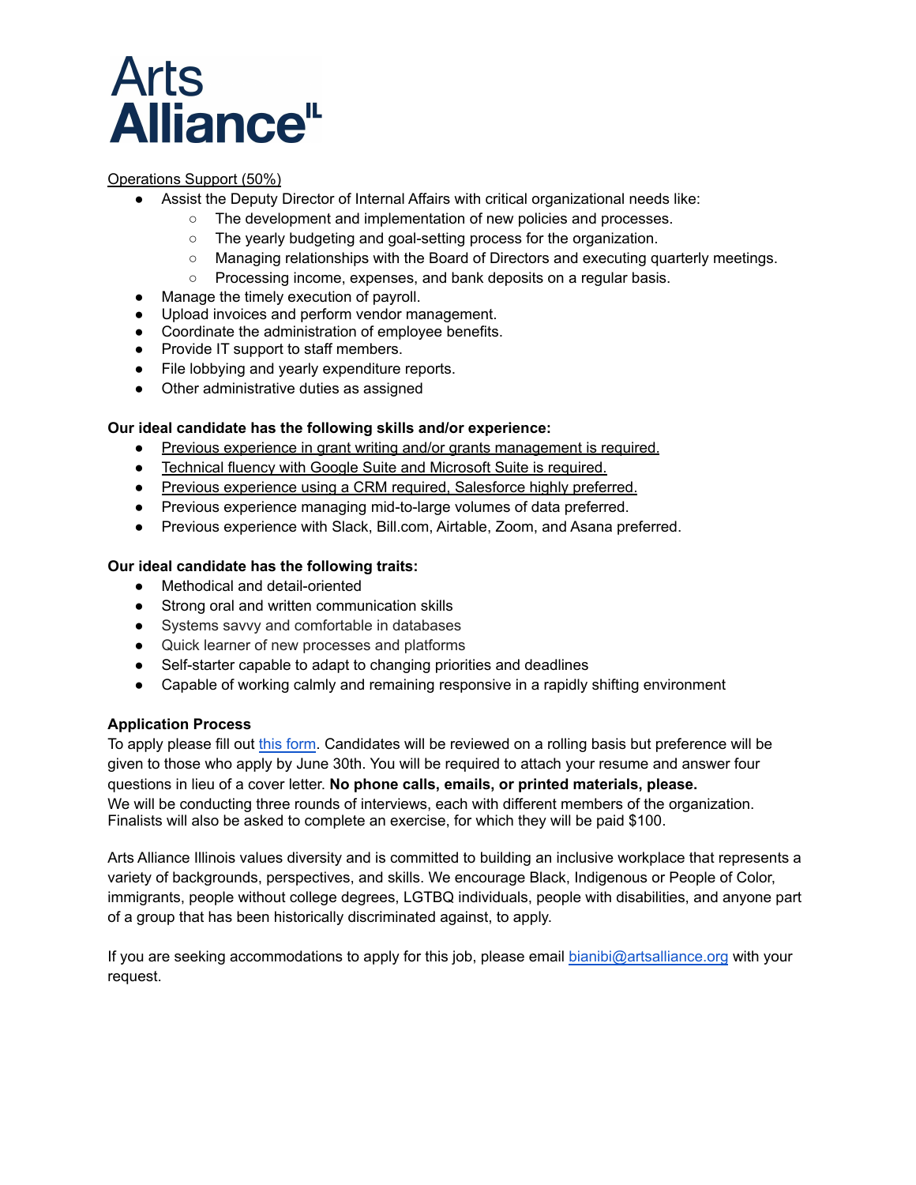Arts
Alliance[IL]

Operations Support (50%)

- Assist the Deputy Director of Internal Affairs with critical organizational needs like:
  - The development and implementation of new policies and processes.
  - The yearly budgeting and goal-setting process for the organization.
  - Managing relationships with the Board of Directors and executing quarterly meetings.
  - Processing income, expenses, and bank deposits on a regular basis.
- Manage the timely execution of payroll.
- Upload invoices and perform vendor management.
- Coordinate the administration of employee benefits.
- Provide IT support to staff members.
- File lobbying and yearly expenditure reports.
- Other administrative duties as assigned

**Our ideal candidate has the following skills and/or experience:**

- Previous experience in grant writing and/or grants management is required.
- Technical fluency with Google Suite and Microsoft Suite is required.
- Previous experience using a CRM required, Salesforce highly preferred.
- Previous experience managing mid-to-large volumes of data preferred.
- Previous experience with Slack, Bill.com, Airtable, Zoom, and Asana preferred.

**Our ideal candidate has the following traits:**

- Methodical and detail-oriented
- Strong oral and written communication skills
- Systems savvy and comfortable in databases
- Quick learner of new processes and platforms
- Self-starter capable to adapt to changing priorities and deadlines
- Capable of working calmly and remaining responsive in a rapidly shifting environment

**Application Process**

To apply please fill out this form. Candidates will be reviewed on a rolling basis but preference will be given to those who apply by June 30th. You will be required to attach your resume and answer four questions in lieu of a cover letter. **No phone calls, emails, or printed materials, please.** We will be conducting three rounds of interviews, each with different members of the organization. Finalists will also be asked to complete an exercise, for which they will be paid $100.

Arts Alliance Illinois values diversity and is committed to building an inclusive workplace that represents a variety of backgrounds, perspectives, and skills. We encourage Black, Indigenous or People of Color, immigrants, people without college degrees, LGTBQ individuals, people with disabilities, and anyone part of a group that has been historically discriminated against, to apply.

If you are seeking accommodations to apply for this job, please email bianibi@artsalliance.org with your request.